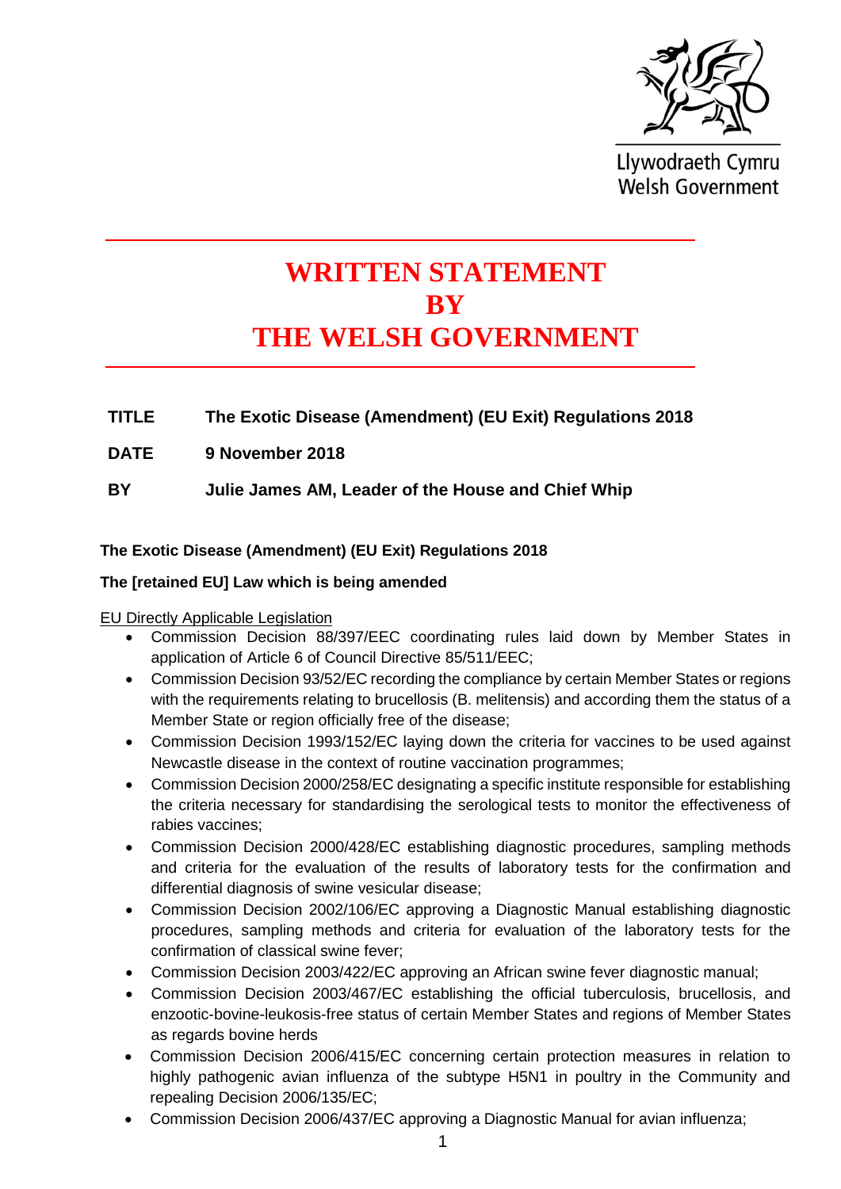Llywodraeth Cymru
Welsh Government

# WRITTEN STATEMENT BY THE WELSH GOVERNMENT

**TITLE** **The Exotic Disease (Amendment) (EU Exit) Regulations 2018**

**DATE** **9 November 2018**

**BY** **Julie James AM, Leader of the House and Chief Whip**

**The Exotic Disease (Amendment) (EU Exit) Regulations 2018**

**The [retained EU] Law which is being amended**

EU Directly Applicable Legislation

- Commission Decision 88/397/EEC coordinating rules laid down by Member States in application of Article 6 of Council Directive 85/511/EEC;
- Commission Decision 93/52/EC recording the compliance by certain Member States or regions with the requirements relating to brucellosis (B. melitensis) and according them the status of a Member State or region officially free of the disease;
- Commission Decision 1993/152/EC laying down the criteria for vaccines to be used against Newcastle disease in the context of routine vaccination programmes;
- Commission Decision 2000/258/EC designating a specific institute responsible for establishing the criteria necessary for standardising the serological tests to monitor the effectiveness of rabies vaccines;
- Commission Decision 2000/428/EC establishing diagnostic procedures, sampling methods and criteria for the evaluation of the results of laboratory tests for the confirmation and differential diagnosis of swine vesicular disease;
- Commission Decision 2002/106/EC approving a Diagnostic Manual establishing diagnostic procedures, sampling methods and criteria for evaluation of the laboratory tests for the confirmation of classical swine fever;
- Commission Decision 2003/422/EC approving an African swine fever diagnostic manual;
- Commission Decision 2003/467/EC establishing the official tuberculosis, brucellosis, and enzootic-bovine-leukosis-free status of certain Member States and regions of Member States as regards bovine herds
- Commission Decision 2006/415/EC concerning certain protection measures in relation to highly pathogenic avian influenza of the subtype H5N1 in poultry in the Community and repealing Decision 2006/135/EC;
- Commission Decision 2006/437/EC approving a Diagnostic Manual for avian influenza;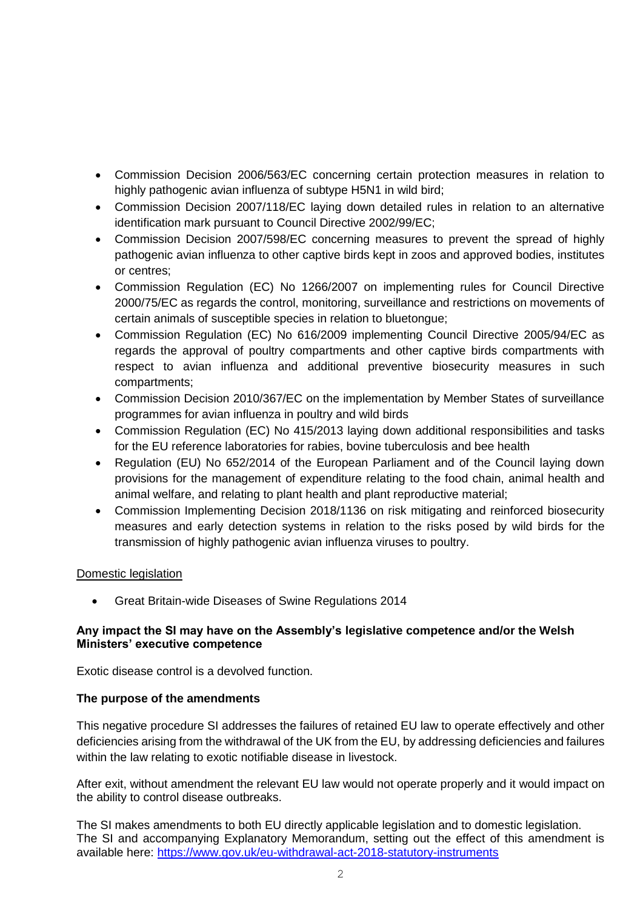- Commission Decision 2006/563/EC concerning certain protection measures in relation to highly pathogenic avian influenza of subtype H5N1 in wild bird;
- Commission Decision 2007/118/EC laying down detailed rules in relation to an alternative identification mark pursuant to Council Directive 2002/99/EC;
- Commission Decision 2007/598/EC concerning measures to prevent the spread of highly pathogenic avian influenza to other captive birds kept in zoos and approved bodies, institutes or centres;
- Commission Regulation (EC) No 1266/2007 on implementing rules for Council Directive 2000/75/EC as regards the control, monitoring, surveillance and restrictions on movements of certain animals of susceptible species in relation to bluetongue;
- Commission Regulation (EC) No 616/2009 implementing Council Directive 2005/94/EC as regards the approval of poultry compartments and other captive birds compartments with respect to avian influenza and additional preventive biosecurity measures in such compartments;
- Commission Decision 2010/367/EC on the implementation by Member States of surveillance programmes for avian influenza in poultry and wild birds
- Commission Regulation (EC) No 415/2013 laying down additional responsibilities and tasks for the EU reference laboratories for rabies, bovine tuberculosis and bee health
- Regulation (EU) No 652/2014 of the European Parliament and of the Council laying down provisions for the management of expenditure relating to the food chain, animal health and animal welfare, and relating to plant health and plant reproductive material;
- Commission Implementing Decision 2018/1136 on risk mitigating and reinforced biosecurity measures and early detection systems in relation to the risks posed by wild birds for the transmission of highly pathogenic avian influenza viruses to poultry.

<u>Domestic legislation</u>

- Great Britain-wide Diseases of Swine Regulations 2014

**Any impact the SI may have on the Assembly's legislative competence and/or the Welsh Ministers' executive competence**

Exotic disease control is a devolved function.

**The purpose of the amendments**

This negative procedure SI addresses the failures of retained EU law to operate effectively and other deficiencies arising from the withdrawal of the UK from the EU, by addressing deficiencies and failures within the law relating to exotic notifiable disease in livestock.

After exit, without amendment the relevant EU law would not operate properly and it would impact on the ability to control disease outbreaks.

The SI makes amendments to both EU directly applicable legislation and to domestic legislation. The SI and accompanying Explanatory Memorandum, setting out the effect of this amendment is available here: https://www.gov.uk/eu-withdrawal-act-2018-statutory-instruments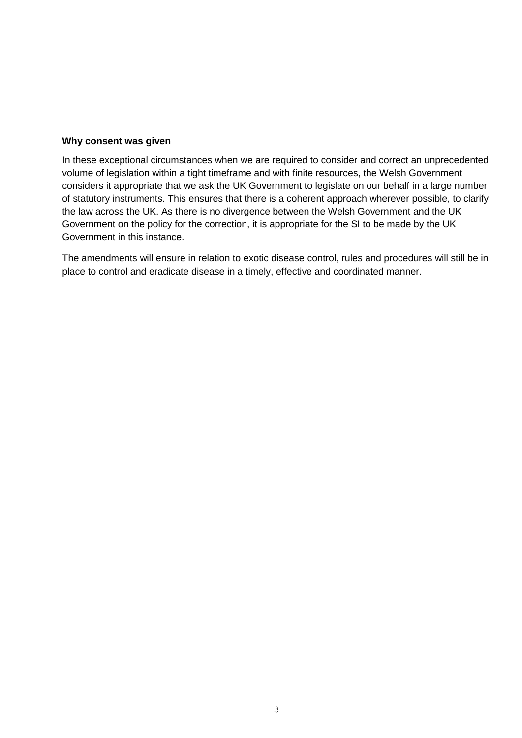**Why consent was given**

In these exceptional circumstances when we are required to consider and correct an unprecedented volume of legislation within a tight timeframe and with finite resources, the Welsh Government considers it appropriate that we ask the UK Government to legislate on our behalf in a large number of statutory instruments. This ensures that there is a coherent approach wherever possible, to clarify the law across the UK. As there is no divergence between the Welsh Government and the UK Government on the policy for the correction, it is appropriate for the SI to be made by the UK Government in this instance.

The amendments will ensure in relation to exotic disease control, rules and procedures will still be in place to control and eradicate disease in a timely, effective and coordinated manner.